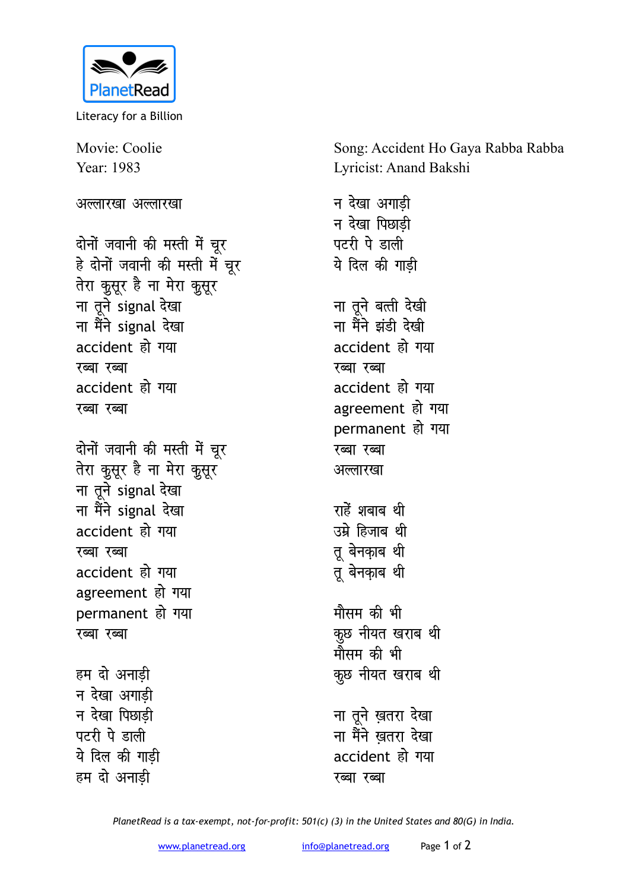PlanetRead

Literacy for a Billion

Movie: Coolie
Year: 1983

Song: Accident Ho Gaya Rabba Rabba
Lyricist: Anand Bakshi

अल्लारखा अल्लारखा

दोनों जवानी की मस्ती में चूर
हे दोनों जवानी की मस्ती में चूर
तेरा कुसूर है ना मेरा कुसूर
ना तूने signal देखा
ना मैंने signal देखा
accident हो गया
रब्बा रब्बा
accident हो गया
रब्बा रब्बा

दोनों जवानी की मस्ती में चूर
तेरा कुसूर है ना मेरा कुसूर
ना तूने signal देखा
ना मैंने signal देखा
accident हो गया
रब्बा रब्बा
accident हो गया
agreement हो गया
permanent हो गया
रब्बा रब्बा

हम दो अनाड़ी
न देखा अगाड़ी
न देखा पिछाड़ी
पटरी पे डाली
ये दिल की गाड़ी
हम दो अनाड़ी

न देखा अगाड़ी
न देखा पिछाड़ी
पटरी पे डाली
ये दिल की गाड़ी

ना तूने बत्ती देखी
ना मैंने झंडी देखी
accident हो गया
रब्बा रब्बा
accident हो गया
agreement हो गया
permanent हो गया
रब्बा रब्बा
अल्लारखा

राहें शबाब थी
उम्रे हिजाब थी
तू बेनक़ाब थी
तू बेनक़ाब थी

मौसम की भी
कुछ नीयत खराब थी
मौसम की भी
कुछ नीयत खराब थी

ना तूने ख़तरा देखा
ना मैंने ख़तरा देखा
accident हो गया
रब्बा रब्बा

*PlanetRead is a tax-exempt, not-for-profit: 501(c) (3) in the United States and 80(G) in India.*

www.planetread.org info@planetread.org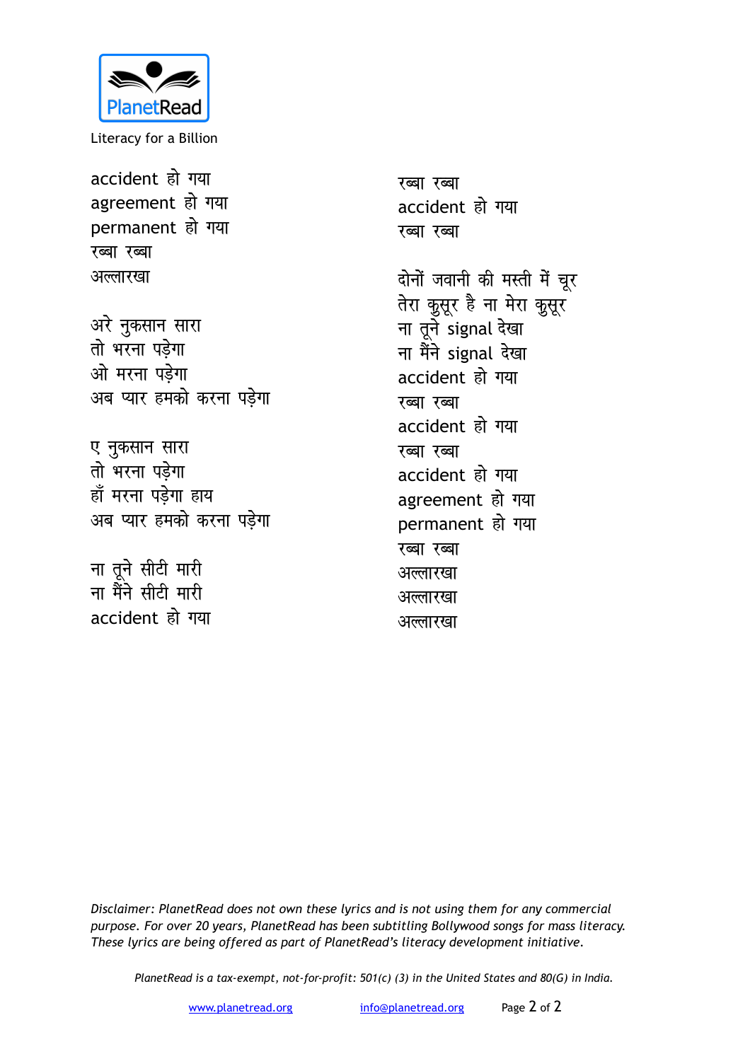accident हो गया
agreement हो गया
permanent हो गया
रब्बा रब्बा
अल्लारखा

अरे नुकसान सारा
तो भरना पड़ेगा
ओ मरना पड़ेगा
अब प्यार हमको करना पड़ेगा

ए नुकसान सारा
तो भरना पड़ेगा
हाँ मरना पड़ेगा हाय
अब प्यार हमको करना पड़ेगा

ना तूने सीटी मारी
ना मैंने सीटी मारी
accident हो गया

रब्बा रब्बा
accident हो गया
रब्बा रब्बा

दोनों जवानी की मस्ती में चूर
तेरा कुसूर है ना मेरा कुसूर
ना तूने signal देखा
ना मैंने signal देखा
accident हो गया
रब्बा रब्बा
accident हो गया
रब्बा रब्बा
accident हो गया
agreement हो गया
permanent हो गया
रब्बा रब्बा
अल्लारखा
अल्लारखा
अल्लारखा

*Disclaimer: PlanetRead does not own these lyrics and is not using them for any commercial purpose. For over 20 years, PlanetRead has been subtitling Bollywood songs for mass literacy. These lyrics are being offered as part of PlanetRead's literacy development initiative.*

*PlanetRead is a tax-exempt, not-for-profit: 501(c) (3) in the United States and 80(G) in India.*

www.planetread.org info@planetread.org